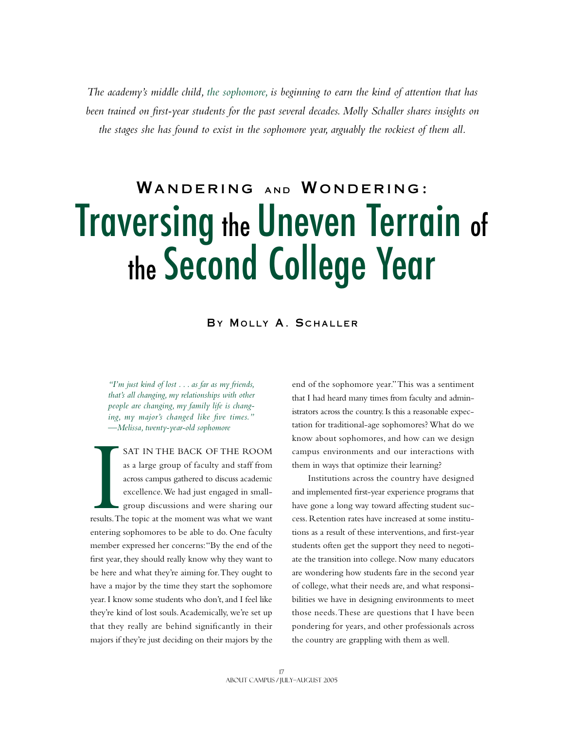*The academy's middle child, the sophomore, is beginning to earn the kind of attention that has been trained on first-year students for the past several decades. Molly Schaller shares insights on the stages she has found to exist in the sophomore year, arguably the rockiest of them all.*

# Wandering and Wondering: Traversing the Uneven Terrain of the Second College Year

By Molly A. Schaller

*"I'm just kind of lost . . . as far as my friends, that's all changing, my relationships with other people are changing, my family life is changing, my major's changed like five times."*
*—Melissa, twenty-year-old sophomore*

I SAT IN THE BACK OF THE ROOM as a large group of faculty and staff from across campus gathered to discuss academic excellence. We had just engaged in small-group discussions and were sharing our results. The topic at the moment was what we want entering sophomores to be able to do. One faculty member expressed her concerns: "By the end of the first year, they should really know why they want to be here and what they're aiming for. They ought to have a major by the time they start the sophomore year. I know some students who don't, and I feel like they're kind of lost souls. Academically, we're set up that they really are behind significantly in their majors if they're just deciding on their majors by the end of the sophomore year." This was a sentiment that I had heard many times from faculty and administrators across the country. Is this a reasonable expectation for traditional-age sophomores? What do we know about sophomores, and how can we design campus environments and our interactions with them in ways that optimize their learning?

Institutions across the country have designed and implemented first-year experience programs that have gone a long way toward affecting student success. Retention rates have increased at some institutions as a result of these interventions, and first-year students often get the support they need to negotiate the transition into college. Now many educators are wondering how students fare in the second year of college, what their needs are, and what responsibilities we have in designing environments to meet those needs. These are questions that I have been pondering for years, and other professionals across the country are grappling with them as well.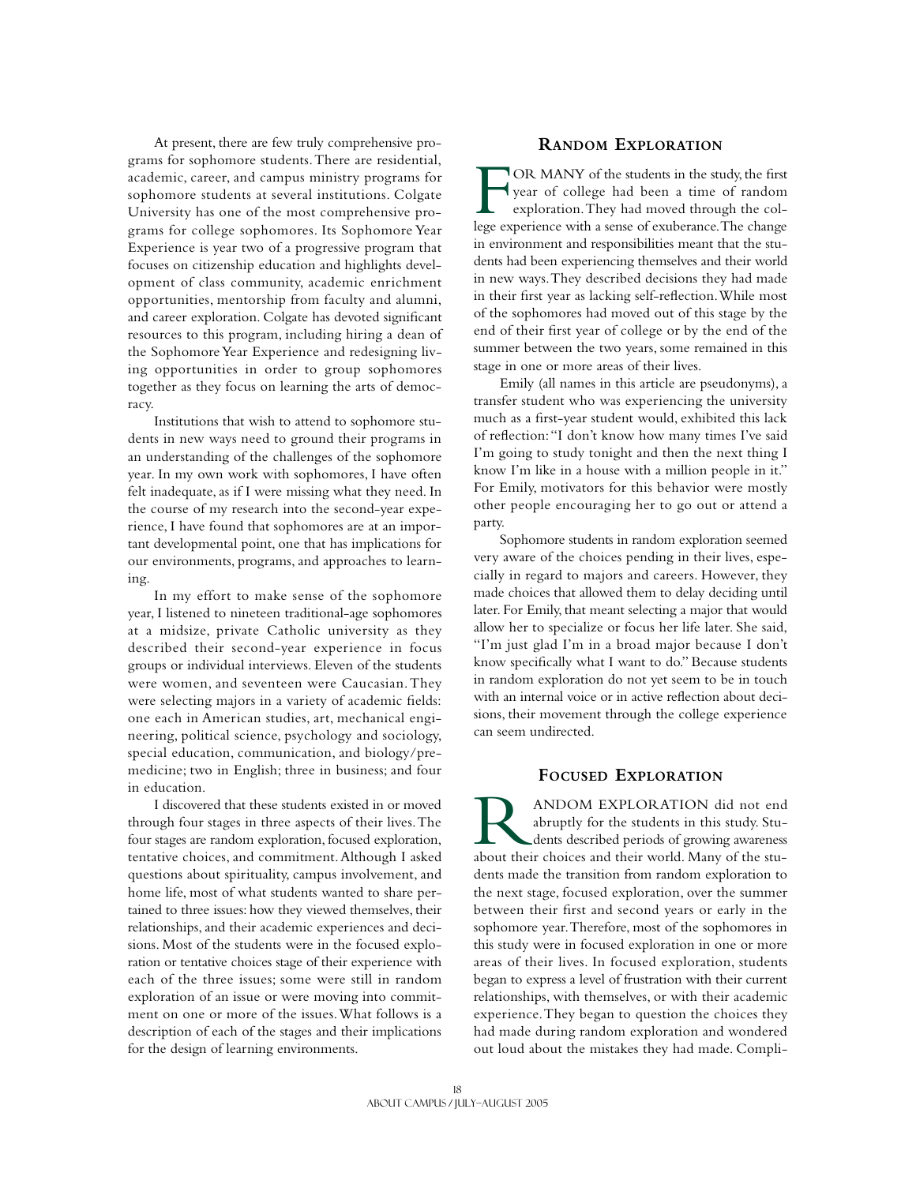At present, there are few truly comprehensive programs for sophomore students. There are residential, academic, career, and campus ministry programs for sophomore students at several institutions. Colgate University has one of the most comprehensive programs for college sophomores. Its Sophomore Year Experience is year two of a progressive program that focuses on citizenship education and highlights development of class community, academic enrichment opportunities, mentorship from faculty and alumni, and career exploration. Colgate has devoted significant resources to this program, including hiring a dean of the Sophomore Year Experience and redesigning living opportunities in order to group sophomores together as they focus on learning the arts of democracy.

Institutions that wish to attend to sophomore students in new ways need to ground their programs in an understanding of the challenges of the sophomore year. In my own work with sophomores, I have often felt inadequate, as if I were missing what they need. In the course of my research into the second-year experience, I have found that sophomores are at an important developmental point, one that has implications for our environments, programs, and approaches to learning.

In my effort to make sense of the sophomore year, I listened to nineteen traditional-age sophomores at a midsize, private Catholic university as they described their second-year experience in focus groups or individual interviews. Eleven of the students were women, and seventeen were Caucasian. They were selecting majors in a variety of academic fields: one each in American studies, art, mechanical engineering, political science, psychology and sociology, special education, communication, and biology/premedicine; two in English; three in business; and four in education.

I discovered that these students existed in or moved through four stages in three aspects of their lives. The four stages are random exploration, focused exploration, tentative choices, and commitment. Although I asked questions about spirituality, campus involvement, and home life, most of what students wanted to share pertained to three issues: how they viewed themselves, their relationships, and their academic experiences and decisions. Most of the students were in the focused exploration or tentative choices stage of their experience with each of the three issues; some were still in random exploration of an issue or were moving into commitment on one or more of the issues. What follows is a description of each of the stages and their implications for the design of learning environments.

## Random Exploration

For many of the students in the study, the first year of college had been a time of random exploration. They had moved through the college experience with a sense of exuberance. The change in environment and responsibilities meant that the students had been experiencing themselves and their world in new ways. They described decisions they had made in their first year as lacking self-reflection. While most of the sophomores had moved out of this stage by the end of their first year of college or by the end of the summer between the two years, some remained in this stage in one or more areas of their lives.

Emily (all names in this article are pseudonyms), a transfer student who was experiencing the university much as a first-year student would, exhibited this lack of reflection: "I don't know how many times I've said I'm going to study tonight and then the next thing I know I'm like in a house with a million people in it." For Emily, motivators for this behavior were mostly other people encouraging her to go out or attend a party.

Sophomore students in random exploration seemed very aware of the choices pending in their lives, especially in regard to majors and careers. However, they made choices that allowed them to delay deciding until later. For Emily, that meant selecting a major that would allow her to specialize or focus her life later. She said, "I'm just glad I'm in a broad major because I don't know specifically what I want to do." Because students in random exploration do not yet seem to be in touch with an internal voice or in active reflection about decisions, their movement through the college experience can seem undirected.

## Focused Exploration

Random exploration did not end abruptly for the students in this study. Students described periods of growing awareness about their choices and their world. Many of the students made the transition from random exploration to the next stage, focused exploration, over the summer between their first and second years or early in the sophomore year. Therefore, most of the sophomores in this study were in focused exploration in one or more areas of their lives. In focused exploration, students began to express a level of frustration with their current relationships, with themselves, or with their academic experience. They began to question the choices they had made during random exploration and wondered out loud about the mistakes they had made. Compli-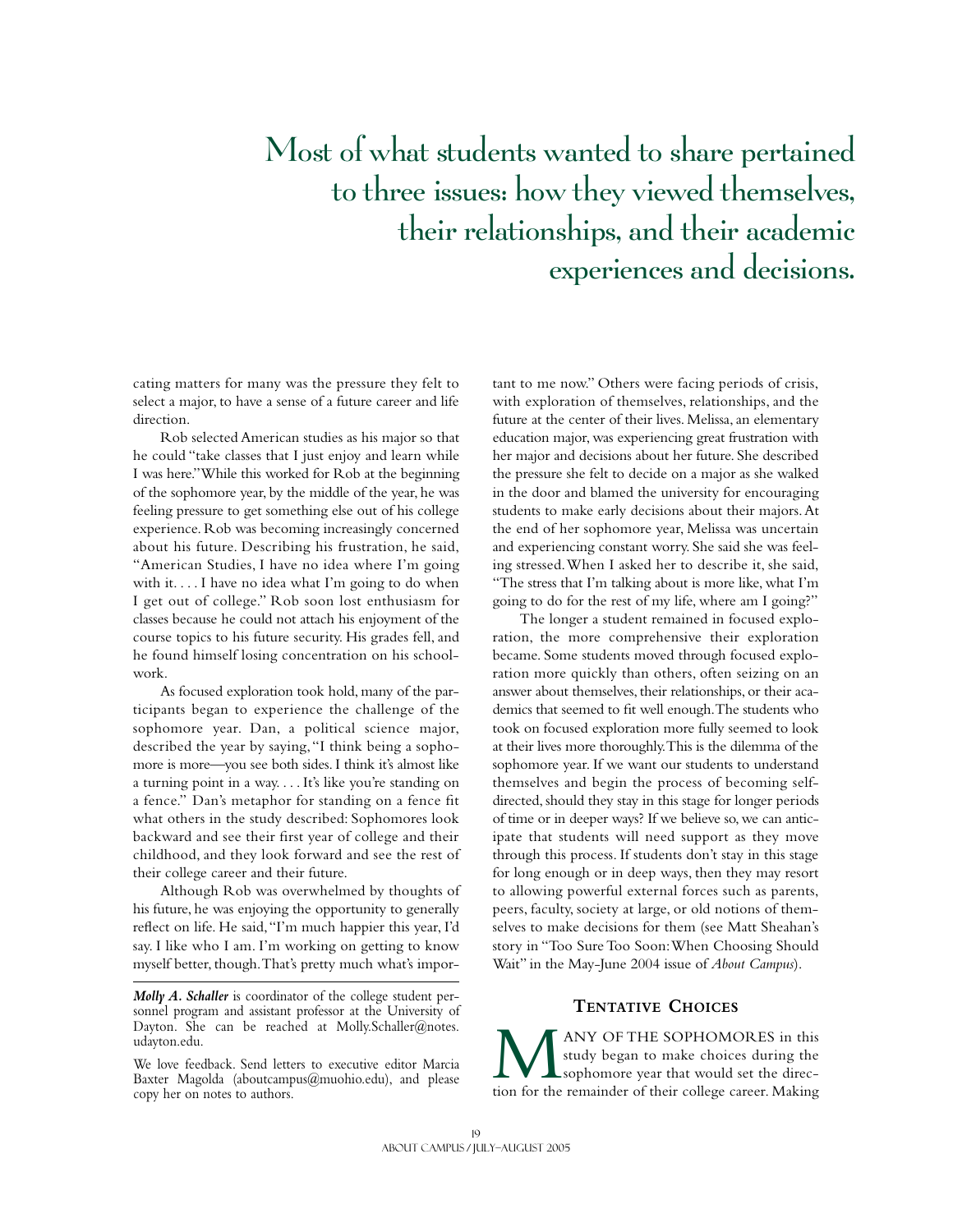Most of what students wanted to share pertained to three issues: how they viewed themselves, their relationships, and their academic experiences and decisions.

cating matters for many was the pressure they felt to select a major, to have a sense of a future career and life direction.

Rob selected American studies as his major so that he could "take classes that I just enjoy and learn while I was here." While this worked for Rob at the beginning of the sophomore year, by the middle of the year, he was feeling pressure to get something else out of his college experience. Rob was becoming increasingly concerned about his future. Describing his frustration, he said, "American Studies, I have no idea where I'm going with it. . . . I have no idea what I'm going to do when I get out of college." Rob soon lost enthusiasm for classes because he could not attach his enjoyment of the course topics to his future security. His grades fell, and he found himself losing concentration on his schoolwork.

As focused exploration took hold, many of the participants began to experience the challenge of the sophomore year. Dan, a political science major, described the year by saying, "I think being a sophomore is more—you see both sides. I think it's almost like a turning point in a way. . . . It's like you're standing on a fence." Dan's metaphor for standing on a fence fit what others in the study described: Sophomores look backward and see their first year of college and their childhood, and they look forward and see the rest of their college career and their future.

Although Rob was overwhelmed by thoughts of his future, he was enjoying the opportunity to generally reflect on life. He said, "I'm much happier this year, I'd say. I like who I am. I'm working on getting to know myself better, though. That's pretty much what's important to me now." Others were facing periods of crisis, with exploration of themselves, relationships, and the future at the center of their lives. Melissa, an elementary education major, was experiencing great frustration with her major and decisions about her future. She described the pressure she felt to decide on a major as she walked in the door and blamed the university for encouraging students to make early decisions about their majors. At the end of her sophomore year, Melissa was uncertain and experiencing constant worry. She said she was feeling stressed. When I asked her to describe it, she said, "The stress that I'm talking about is more like, what I'm going to do for the rest of my life, where am I going?"

The longer a student remained in focused exploration, the more comprehensive their exploration became. Some students moved through focused exploration more quickly than others, often seizing on an answer about themselves, their relationships, or their academics that seemed to fit well enough. The students who took on focused exploration more fully seemed to look at their lives more thoroughly. This is the dilemma of the sophomore year. If we want our students to understand themselves and begin the process of becoming self-directed, should they stay in this stage for longer periods of time or in deeper ways? If we believe so, we can anticipate that students will need support as they move through this process. If students don't stay in this stage for long enough or in deep ways, then they may resort to allowing powerful external forces such as parents, peers, faculty, society at large, or old notions of themselves to make decisions for them (see Matt Sheahan's story in "Too Sure Too Soon: When Choosing Should Wait" in the May-June 2004 issue of *About Campus*).

## Tentative Choices

Many of the sophomores in this study began to make choices during the sophomore year that would set the direction for the remainder of their college career. Making

***Molly A. Schaller*** is coordinator of the college student personnel program and assistant professor at the University of Dayton. She can be reached at Molly.Schaller@notes.udayton.edu.

We love feedback. Send letters to executive editor Marcia Baxter Magolda (aboutcampus@muohio.edu), and please copy her on notes to authors.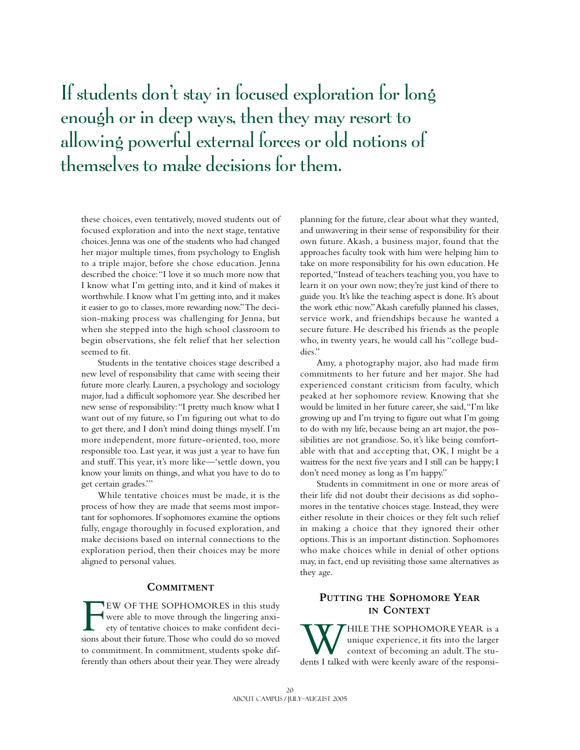**If students don't stay in focused exploration for long enough or in deep ways, then they may resort to allowing powerful external forces or old notions of themselves to make decisions for them.**

these choices, even tentatively, moved students out of focused exploration and into the next stage, tentative choices. Jenna was one of the students who had changed her major multiple times, from psychology to English to a triple major, before she chose education. Jenna described the choice: "I love it so much more now that I know what I'm getting into, and it kind of makes it worthwhile. I know what I'm getting into, and it makes it easier to go to classes, more rewarding now." The decision-making process was challenging for Jenna, but when she stepped into the high school classroom to begin observations, she felt relief that her selection seemed to fit.

Students in the tentative choices stage described a new level of responsibility that came with seeing their future more clearly. Lauren, a psychology and sociology major, had a difficult sophomore year. She described her new sense of responsibility: "I pretty much know what I want out of my future, so I'm figuring out what to do to get there, and I don't mind doing things myself. I'm more independent, more future-oriented, too, more responsible too. Last year, it was just a year to have fun and stuff. This year, it's more like—'settle down, you know your limits on things, and what you have to do to get certain grades.'"

While tentative choices must be made, it is the process of how they are made that seems most important for sophomores. If sophomores examine the options fully, engage thoroughly in focused exploration, and make decisions based on internal connections to the exploration period, then their choices may be more aligned to personal values.

## Commitment

Few of the sophomores in this study were able to move through the lingering anxiety of tentative choices to make confident decisions about their future. Those who could do so moved to commitment. In commitment, students spoke differently than others about their year. They were already planning for the future, clear about what they wanted, and unwavering in their sense of responsibility for their own future. Akash, a business major, found that the approaches faculty took with him were helping him to take on more responsibility for his own education. He reported, "Instead of teachers teaching you, you have to learn it on your own now; they're just kind of there to guide you. It's like the teaching aspect is done. It's about the work ethic now." Akash carefully planned his classes, service work, and friendships because he wanted a secure future. He described his friends as the people who, in twenty years, he would call his "college buddies."

Amy, a photography major, also had made firm commitments to her future and her major. She had experienced constant criticism from faculty, which peaked at her sophomore review. Knowing that she would be limited in her future career, she said, "I'm like growing up and I'm trying to figure out what I'm going to do with my life, because being an art major, the possibilities are not grandiose. So, it's like being comfortable with that and accepting that, OK, I might be a waitress for the next five years and I still can be happy; I don't need money as long as I'm happy."

Students in commitment in one or more areas of their life did not doubt their decisions as did sophomores in the tentative choices stage. Instead, they were either resolute in their choices or they felt such relief in making a choice that they ignored their other options. This is an important distinction. Sophomores who make choices while in denial of other options may, in fact, end up revisiting those same alternatives as they age.

## Putting the Sophomore Year in Context

While the sophomore year is a unique experience, it fits into the larger context of becoming an adult. The students I talked with were keenly aware of the responsi-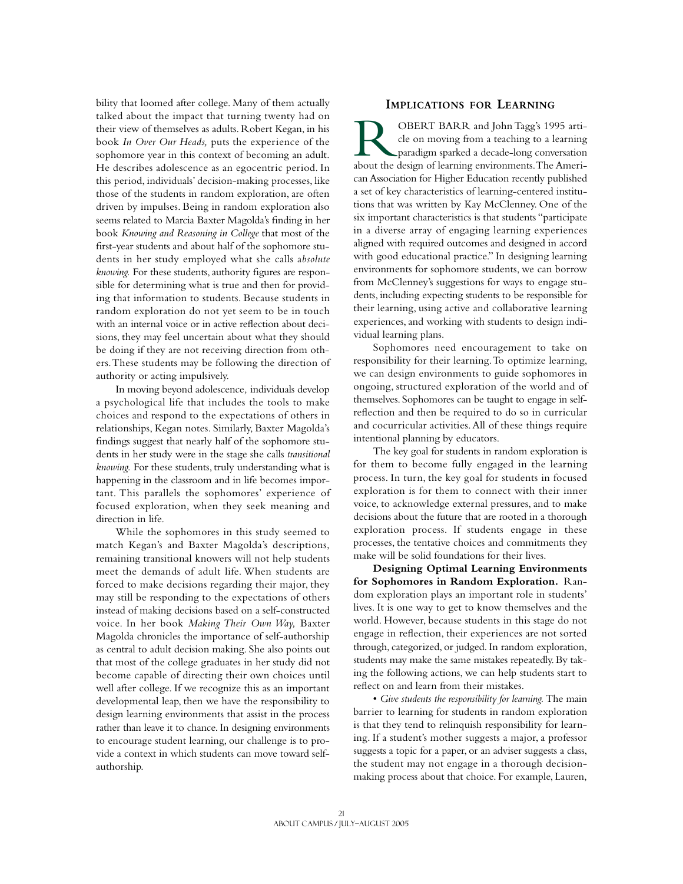bility that loomed after college. Many of them actually talked about the impact that turning twenty had on their view of themselves as adults. Robert Kegan, in his book *In Over Our Heads,* puts the experience of the sophomore year in this context of becoming an adult. He describes adolescence as an egocentric period. In this period, individuals' decision-making processes, like those of the students in random exploration, are often driven by impulses. Being in random exploration also seems related to Marcia Baxter Magolda's finding in her book *Knowing and Reasoning in College* that most of the first-year students and about half of the sophomore students in her study employed what she calls *absolute knowing.* For these students, authority figures are responsible for determining what is true and then for providing that information to students. Because students in random exploration do not yet seem to be in touch with an internal voice or in active reflection about decisions, they may feel uncertain about what they should be doing if they are not receiving direction from others. These students may be following the direction of authority or acting impulsively.

In moving beyond adolescence, individuals develop a psychological life that includes the tools to make choices and respond to the expectations of others in relationships, Kegan notes. Similarly, Baxter Magolda's findings suggest that nearly half of the sophomore students in her study were in the stage she calls *transitional knowing.* For these students, truly understanding what is happening in the classroom and in life becomes important. This parallels the sophomores' experience of focused exploration, when they seek meaning and direction in life.

While the sophomores in this study seemed to match Kegan's and Baxter Magolda's descriptions, remaining transitional knowers will not help students meet the demands of adult life. When students are forced to make decisions regarding their major, they may still be responding to the expectations of others instead of making decisions based on a self-constructed voice. In her book *Making Their Own Way,* Baxter Magolda chronicles the importance of self-authorship as central to adult decision making. She also points out that most of the college graduates in her study did not become capable of directing their own choices until well after college. If we recognize this as an important developmental leap, then we have the responsibility to design learning environments that assist in the process rather than leave it to chance. In designing environments to encourage student learning, our challenge is to provide a context in which students can move toward self-authorship.

## Implications for Learning

Robert Barr and John Tagg's 1995 article on moving from a teaching to a learning paradigm sparked a decade-long conversation about the design of learning environments. The American Association for Higher Education recently published a set of key characteristics of learning-centered institutions that was written by Kay McClenney. One of the six important characteristics is that students "participate in a diverse array of engaging learning experiences aligned with required outcomes and designed in accord with good educational practice." In designing learning environments for sophomore students, we can borrow from McClenney's suggestions for ways to engage students, including expecting students to be responsible for their learning, using active and collaborative learning experiences, and working with students to design individual learning plans.

Sophomores need encouragement to take on responsibility for their learning. To optimize learning, we can design environments to guide sophomores in ongoing, structured exploration of the world and of themselves. Sophomores can be taught to engage in self-reflection and then be required to do so in curricular and cocurricular activities. All of these things require intentional planning by educators.

The key goal for students in random exploration is for them to become fully engaged in the learning process. In turn, the key goal for students in focused exploration is for them to connect with their inner voice, to acknowledge external pressures, and to make decisions about the future that are rooted in a thorough exploration process. If students engage in these processes, the tentative choices and commitments they make will be solid foundations for their lives.

**Designing Optimal Learning Environments for Sophomores in Random Exploration.** Random exploration plays an important role in students' lives. It is one way to get to know themselves and the world. However, because students in this stage do not engage in reflection, their experiences are not sorted through, categorized, or judged. In random exploration, students may make the same mistakes repeatedly. By taking the following actions, we can help students start to reflect on and learn from their mistakes.

- *Give students the responsibility for learning.* The main barrier to learning for students in random exploration is that they tend to relinquish responsibility for learning. If a student's mother suggests a major, a professor suggests a topic for a paper, or an adviser suggests a class, the student may not engage in a thorough decision-making process about that choice. For example, Lauren,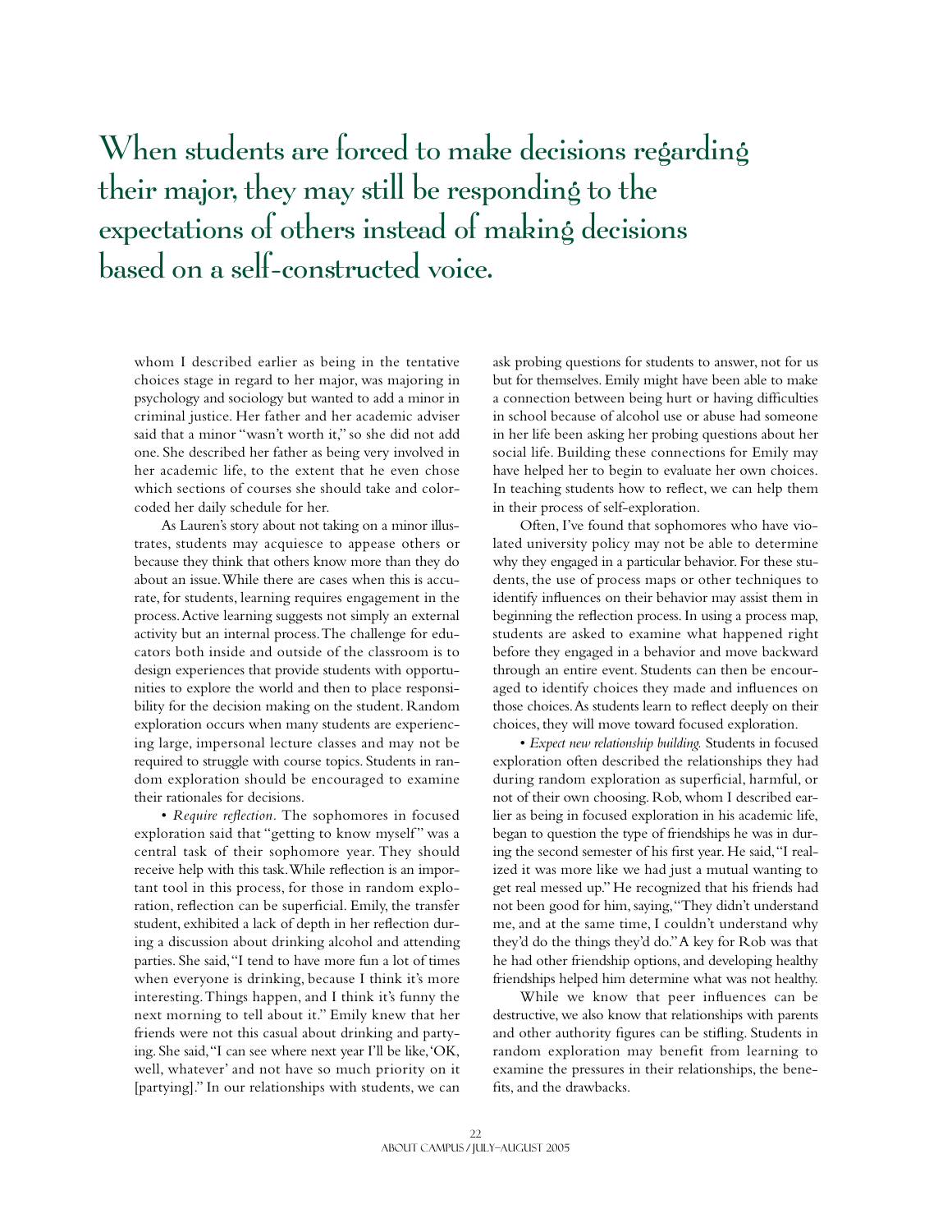## When students are forced to make decisions regarding their major, they may still be responding to the expectations of others instead of making decisions based on a self-constructed voice.

whom I described earlier as being in the tentative choices stage in regard to her major, was majoring in psychology and sociology but wanted to add a minor in criminal justice. Her father and her academic adviser said that a minor "wasn't worth it," so she did not add one. She described her father as being very involved in her academic life, to the extent that he even chose which sections of courses she should take and color-coded her daily schedule for her.

As Lauren's story about not taking on a minor illustrates, students may acquiesce to appease others or because they think that others know more than they do about an issue. While there are cases when this is accurate, for students, learning requires engagement in the process. Active learning suggests not simply an external activity but an internal process. The challenge for educators both inside and outside of the classroom is to design experiences that provide students with opportunities to explore the world and then to place responsibility for the decision making on the student. Random exploration occurs when many students are experiencing large, impersonal lecture classes and may not be required to struggle with course topics. Students in random exploration should be encouraged to examine their rationales for decisions.

• *Require reflection.* The sophomores in focused exploration said that "getting to know myself" was a central task of their sophomore year. They should receive help with this task. While reflection is an important tool in this process, for those in random exploration, reflection can be superficial. Emily, the transfer student, exhibited a lack of depth in her reflection during a discussion about drinking alcohol and attending parties. She said, "I tend to have more fun a lot of times when everyone is drinking, because I think it's more interesting. Things happen, and I think it's funny the next morning to tell about it." Emily knew that her friends were not this casual about drinking and partying. She said, "I can see where next year I'll be like, 'OK, well, whatever' and not have so much priority on it [partying]." In our relationships with students, we can ask probing questions for students to answer, not for us but for themselves. Emily might have been able to make a connection between being hurt or having difficulties in school because of alcohol use or abuse had someone in her life been asking her probing questions about her social life. Building these connections for Emily may have helped her to begin to evaluate her own choices. In teaching students how to reflect, we can help them in their process of self-exploration.

Often, I've found that sophomores who have violated university policy may not be able to determine why they engaged in a particular behavior. For these students, the use of process maps or other techniques to identify influences on their behavior may assist them in beginning the reflection process. In using a process map, students are asked to examine what happened right before they engaged in a behavior and move backward through an entire event. Students can then be encouraged to identify choices they made and influences on those choices. As students learn to reflect deeply on their choices, they will move toward focused exploration.

• *Expect new relationship building.* Students in focused exploration often described the relationships they had during random exploration as superficial, harmful, or not of their own choosing. Rob, whom I described earlier as being in focused exploration in his academic life, began to question the type of friendships he was in during the second semester of his first year. He said, "I realized it was more like we had just a mutual wanting to get real messed up." He recognized that his friends had not been good for him, saying, "They didn't understand me, and at the same time, I couldn't understand why they'd do the things they'd do." A key for Rob was that he had other friendship options, and developing healthy friendships helped him determine what was not healthy.

While we know that peer influences can be destructive, we also know that relationships with parents and other authority figures can be stifling. Students in random exploration may benefit from learning to examine the pressures in their relationships, the benefits, and the drawbacks.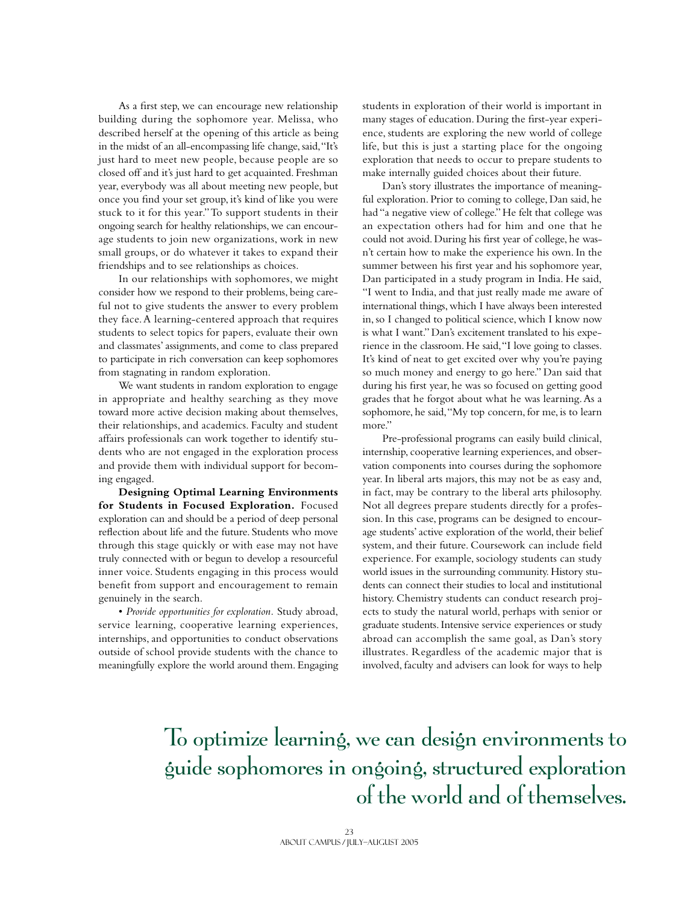As a first step, we can encourage new relationship building during the sophomore year. Melissa, who described herself at the opening of this article as being in the midst of an all-encompassing life change, said, "It's just hard to meet new people, because people are so closed off and it's just hard to get acquainted. Freshman year, everybody was all about meeting new people, but once you find your set group, it's kind of like you were stuck to it for this year." To support students in their ongoing search for healthy relationships, we can encourage students to join new organizations, work in new small groups, or do whatever it takes to expand their friendships and to see relationships as choices.

In our relationships with sophomores, we might consider how we respond to their problems, being careful not to give students the answer to every problem they face. A learning-centered approach that requires students to select topics for papers, evaluate their own and classmates' assignments, and come to class prepared to participate in rich conversation can keep sophomores from stagnating in random exploration.

We want students in random exploration to engage in appropriate and healthy searching as they move toward more active decision making about themselves, their relationships, and academics. Faculty and student affairs professionals can work together to identify students who are not engaged in the exploration process and provide them with individual support for becoming engaged.

**Designing Optimal Learning Environments for Students in Focused Exploration.** Focused exploration can and should be a period of deep personal reflection about life and the future. Students who move through this stage quickly or with ease may not have truly connected with or begun to develop a resourceful inner voice. Students engaging in this process would benefit from support and encouragement to remain genuinely in the search.

• *Provide opportunities for exploration.* Study abroad, service learning, cooperative learning experiences, internships, and opportunities to conduct observations outside of school provide students with the chance to meaningfully explore the world around them. Engaging students in exploration of their world is important in many stages of education. During the first-year experience, students are exploring the new world of college life, but this is just a starting place for the ongoing exploration that needs to occur to prepare students to make internally guided choices about their future.

Dan's story illustrates the importance of meaningful exploration. Prior to coming to college, Dan said, he had "a negative view of college." He felt that college was an expectation others had for him and one that he could not avoid. During his first year of college, he wasn't certain how to make the experience his own. In the summer between his first year and his sophomore year, Dan participated in a study program in India. He said, "I went to India, and that just really made me aware of international things, which I have always been interested in, so I changed to political science, which I know now is what I want." Dan's excitement translated to his experience in the classroom. He said, "I love going to classes. It's kind of neat to get excited over why you're paying so much money and energy to go here." Dan said that during his first year, he was so focused on getting good grades that he forgot about what he was learning. As a sophomore, he said, "My top concern, for me, is to learn more."

Pre-professional programs can easily build clinical, internship, cooperative learning experiences, and observation components into courses during the sophomore year. In liberal arts majors, this may not be as easy and, in fact, may be contrary to the liberal arts philosophy. Not all degrees prepare students directly for a profession. In this case, programs can be designed to encourage students' active exploration of the world, their belief system, and their future. Coursework can include field experience. For example, sociology students can study world issues in the surrounding community. History students can connect their studies to local and institutional history. Chemistry students can conduct research projects to study the natural world, perhaps with senior or graduate students. Intensive service experiences or study abroad can accomplish the same goal, as Dan's story illustrates. Regardless of the academic major that is involved, faculty and advisers can look for ways to help

> To optimize learning, we can design environments to guide sophomores in ongoing, structured exploration of the world and of themselves.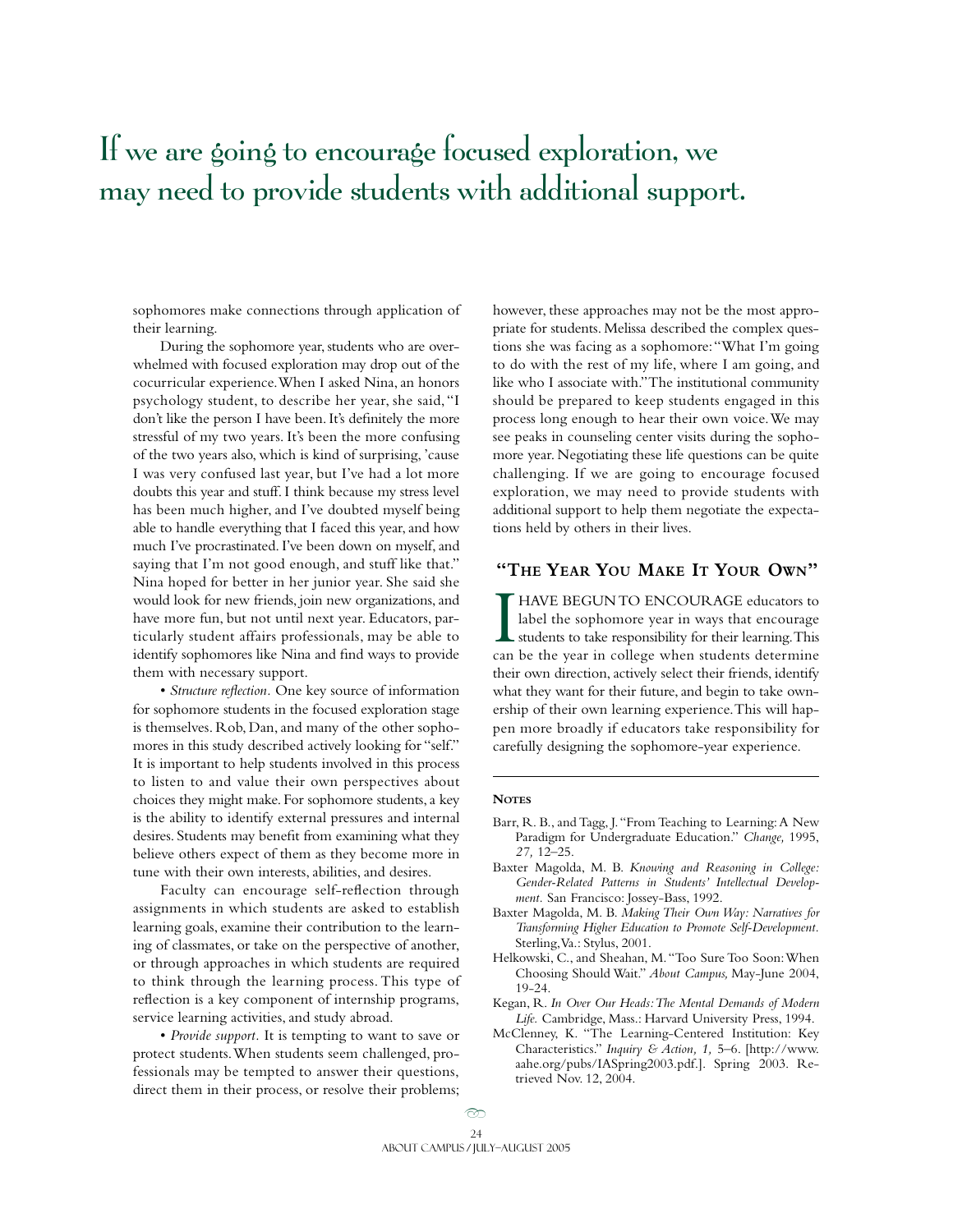# If we are going to encourage focused exploration, we may need to provide students with additional support.

sophomores make connections through application of their learning.

During the sophomore year, students who are overwhelmed with focused exploration may drop out of the cocurricular experience. When I asked Nina, an honors psychology student, to describe her year, she said, "I don't like the person I have been. It's definitely the more stressful of my two years. It's been the more confusing of the two years also, which is kind of surprising, 'cause I was very confused last year, but I've had a lot more doubts this year and stuff. I think because my stress level has been much higher, and I've doubted myself being able to handle everything that I faced this year, and how much I've procrastinated. I've been down on myself, and saying that I'm not good enough, and stuff like that." Nina hoped for better in her junior year. She said she would look for new friends, join new organizations, and have more fun, but not until next year. Educators, particularly student affairs professionals, may be able to identify sophomores like Nina and find ways to provide them with necessary support.

• *Structure reflection.* One key source of information for sophomore students in the focused exploration stage is themselves. Rob, Dan, and many of the other sophomores in this study described actively looking for "self." It is important to help students involved in this process to listen to and value their own perspectives about choices they might make. For sophomore students, a key is the ability to identify external pressures and internal desires. Students may benefit from examining what they believe others expect of them as they become more in tune with their own interests, abilities, and desires.

Faculty can encourage self-reflection through assignments in which students are asked to establish learning goals, examine their contribution to the learning of classmates, or take on the perspective of another, or through approaches in which students are required to think through the learning process. This type of reflection is a key component of internship programs, service learning activities, and study abroad.

• *Provide support.* It is tempting to want to save or protect students. When students seem challenged, professionals may be tempted to answer their questions, direct them in their process, or resolve their problems; however, these approaches may not be the most appropriate for students. Melissa described the complex questions she was facing as a sophomore: "What I'm going to do with the rest of my life, where I am going, and like who I associate with." The institutional community should be prepared to keep students engaged in this process long enough to hear their own voice. We may see peaks in counseling center visits during the sophomore year. Negotiating these life questions can be quite challenging. If we are going to encourage focused exploration, we may need to provide students with additional support to help them negotiate the expectations held by others in their lives.

## "The Year You Make It Your Own"

I HAVE BEGUN TO ENCOURAGE educators to label the sophomore year in ways that encourage students to take responsibility for their learning. This can be the year in college when students determine their own direction, actively select their friends, identify what they want for their future, and begin to take ownership of their own learning experience. This will happen more broadly if educators take responsibility for carefully designing the sophomore-year experience.

### Notes

Barr, R. B., and Tagg, J. "From Teaching to Learning: A New Paradigm for Undergraduate Education." *Change,* 1995, *27,* 12–25.

Baxter Magolda, M. B. *Knowing and Reasoning in College: Gender-Related Patterns in Students' Intellectual Development.* San Francisco: Jossey-Bass, 1992.

Baxter Magolda, M. B. *Making Their Own Way: Narratives for Transforming Higher Education to Promote Self-Development.* Sterling, Va.: Stylus, 2001.

Helkowski, C., and Sheahan, M. "Too Sure Too Soon: When Choosing Should Wait." *About Campus,* May-June 2004, 19-24.

Kegan, R. *In Over Our Heads: The Mental Demands of Modern Life.* Cambridge, Mass.: Harvard University Press, 1994.

McClenney, K. "The Learning-Centered Institution: Key Characteristics." *Inquiry & Action, 1,* 5–6. [http://www.aahe.org/pubs/IASpring2003.pdf.]. Spring 2003. Retrieved Nov. 12, 2004.